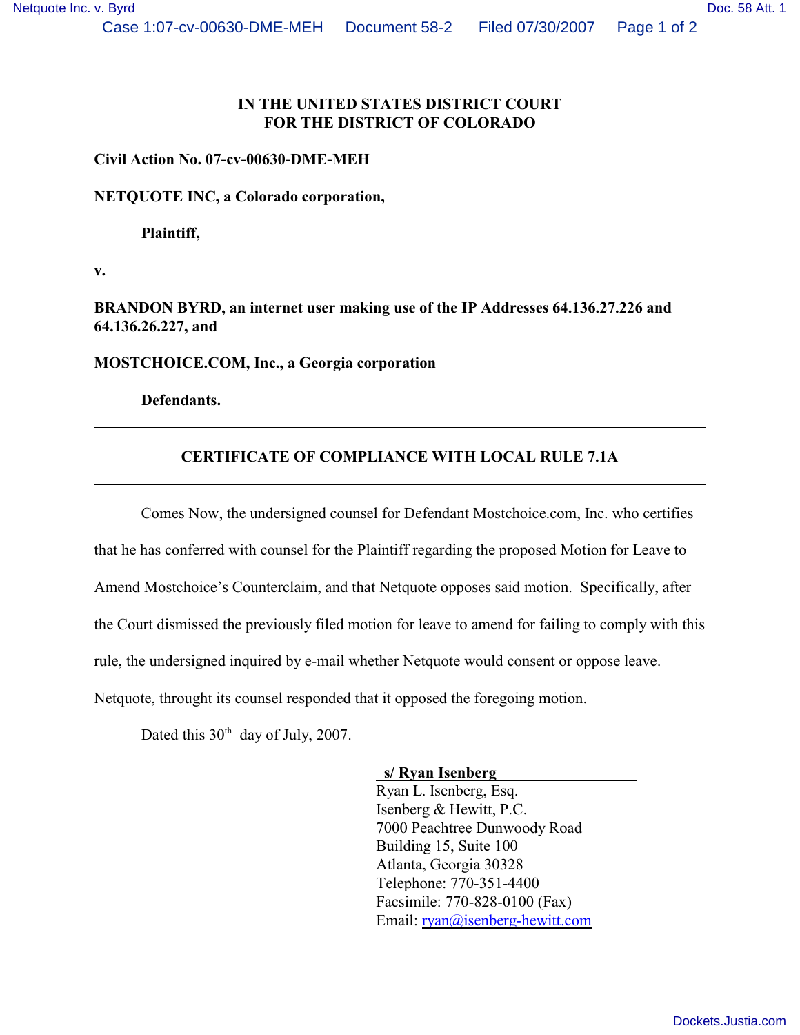**IN THE UNITED STATES DISTRICT COURT**
**FOR THE DISTRICT OF COLORADO**

**Civil Action No. 07-cv-00630-DME-MEH**

**NETQUOTE INC, a Colorado corporation,**

**Plaintiff,**

**v.**

**BRANDON BYRD, an internet user making use of the IP Addresses 64.136.27.226 and 64.136.26.227, and**

**MOSTCHOICE.COM, Inc., a Georgia corporation**

**Defendants.**

---

## CERTIFICATE OF COMPLIANCE WITH LOCAL RULE 7.1A

---

Comes Now, the undersigned counsel for Defendant Mostchoice.com, Inc. who certifies that he has conferred with counsel for the Plaintiff regarding the proposed Motion for Leave to Amend Mostchoice's Counterclaim, and that Netquote opposes said motion. Specifically, after the Court dismissed the previously filed motion for leave to amend for failing to comply with this rule, the undersigned inquired by e-mail whether Netquote would consent or oppose leave. Netquote, throught its counsel responded that it opposed the foregoing motion.

Dated this 30th day of July, 2007.

**s/ Ryan Isenberg**
Ryan L. Isenberg, Esq.
Isenberg & Hewitt, P.C.
7000 Peachtree Dunwoody Road
Building 15, Suite 100
Atlanta, Georgia 30328
Telephone: 770-351-4400
Facsimile: 770-828-0100 (Fax)
Email: ryan@isenberg-hewitt.com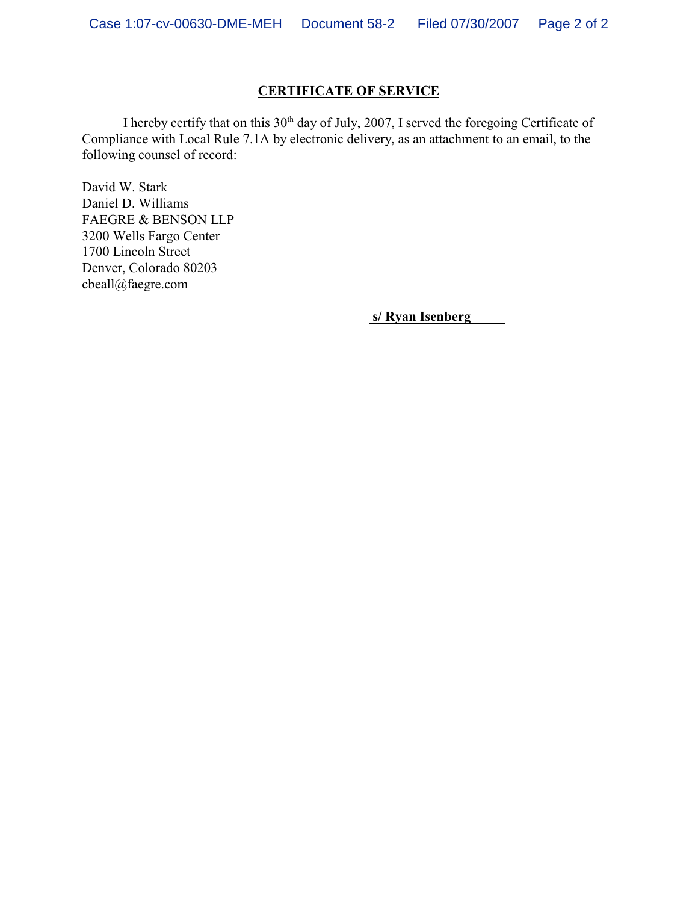## CERTIFICATE OF SERVICE

I hereby certify that on this 30th day of July, 2007, I served the foregoing Certificate of Compliance with Local Rule 7.1A by electronic delivery, as an attachment to an email, to the following counsel of record:

David W. Stark
Daniel D. Williams
FAEGRE & BENSON LLP
3200 Wells Fargo Center
1700 Lincoln Street
Denver, Colorado 80203
cbeall@faegre.com

**s/ Ryan Isenberg**